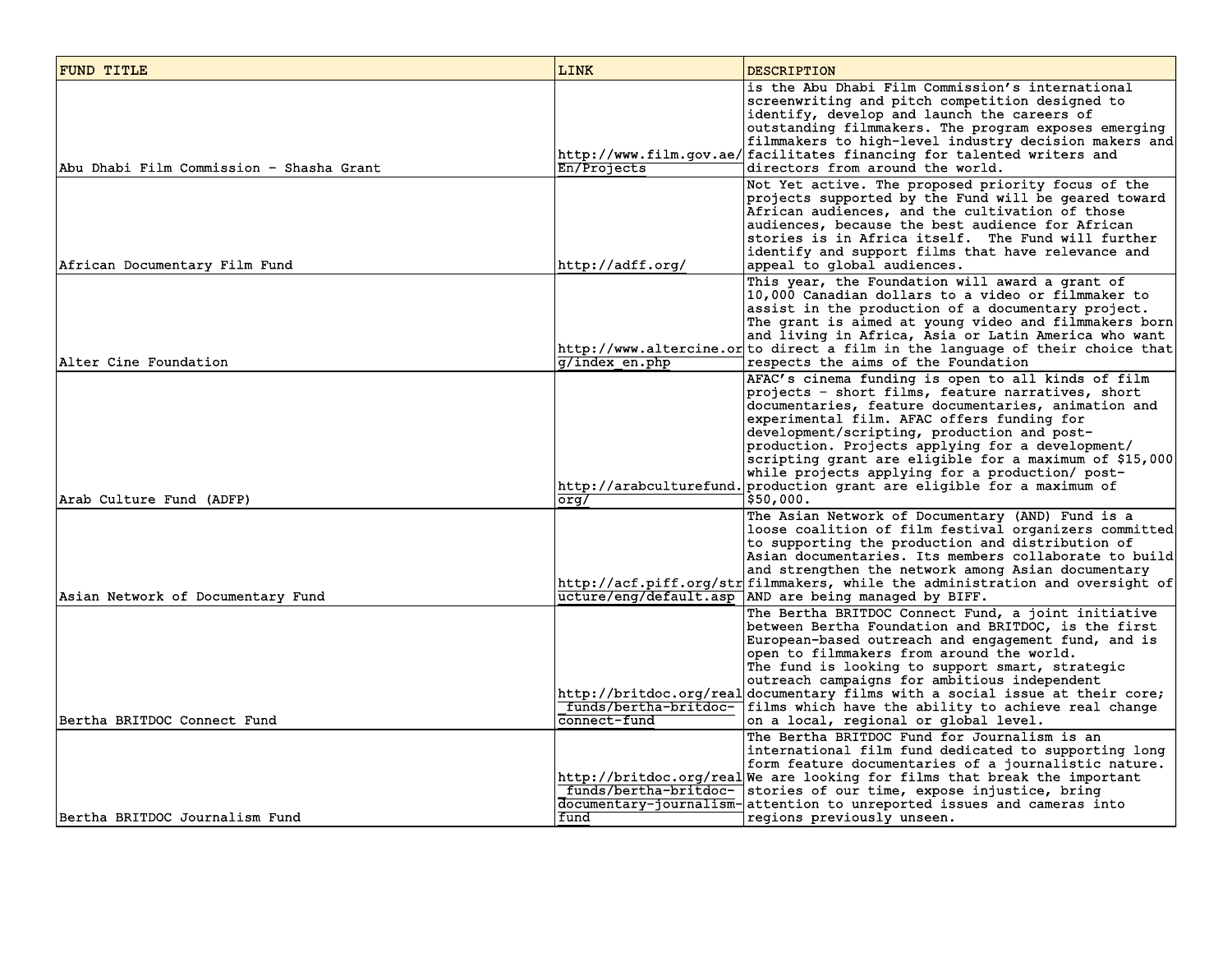| FUND TITLE | LINK | DESCRIPTION |
|---|---|---|
| Abu Dhabi Film Commission - Shasha Grant | http://www.film.gov.ae/En/Projects | is the Abu Dhabi Film Commission's international screenwriting and pitch competition designed to identify, develop and launch the careers of outstanding filmmakers. The program exposes emerging filmmakers to high-level industry decision makers and facilitates financing for talented writers and directors from around the world. |
| African Documentary Film Fund | http://adff.org/ | Not Yet active. The proposed priority focus of the projects supported by the Fund will be geared toward African audiences, and the cultivation of those audiences, because the best audience for African stories is in Africa itself. The Fund will further identify and support films that have relevance and appeal to global audiences. |
| Alter Cine Foundation | http://www.altercine.org/index_en.php | This year, the Foundation will award a grant of 10,000 Canadian dollars to a video or filmmaker to assist in the production of a documentary project. The grant is aimed at young video and filmmakers born and living in Africa, Asia or Latin America who want to direct a film in the language of their choice that respects the aims of the Foundation |
| Arab Culture Fund (ADFP) | http://arabculturefund.org/ | AFAC's cinema funding is open to all kinds of film projects - short films, feature narratives, short documentaries, feature documentaries, animation and experimental film. AFAC offers funding for development/scripting, production and post-production. Projects applying for a development/ scripting grant are eligible for a maximum of $15,000 while projects applying for a production/ post-production grant are eligible for a maximum of $50,000. |
| Asian Network of Documentary Fund | http://acf.piff.org/structure/eng/default.asp | The Asian Network of Documentary (AND) Fund is a loose coalition of film festival organizers committed to supporting the production and distribution of Asian documentaries. Its members collaborate to build and strengthen the network among Asian documentary filmmakers, while the administration and oversight of AND are being managed by BIFF. |
| Bertha BRITDOC Connect Fund | http://britdoc.org/real_funds/bertha-britdoc-connect-fund | The Bertha BRITDOC Connect Fund, a joint initiative between Bertha Foundation and BRITDOC, is the first European-based outreach and engagement fund, and is open to filmmakers from around the world. The fund is looking to support smart, strategic outreach campaigns for ambitious independent documentary films with a social issue at their core; films which have the ability to achieve real change on a local, regional or global level. |
| Bertha BRITDOC Journalism Fund | http://britdoc.org/real_funds/bertha-britdoc-documentary-journalism-fund | The Bertha BRITDOC Fund for Journalism is an international film fund dedicated to supporting long form feature documentaries of a journalistic nature. We are looking for films that break the important stories of our time, expose injustice, bring attention to unreported issues and cameras into regions previously unseen. |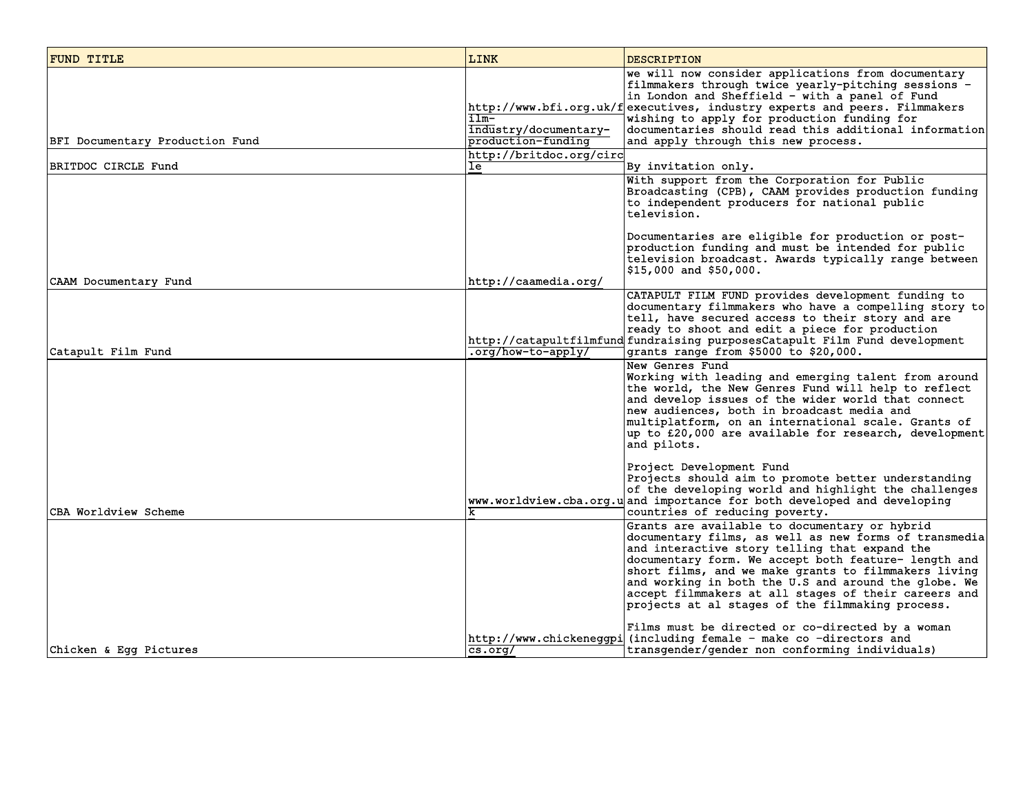| FUND TITLE | LINK | DESCRIPTION |
| --- | --- | --- |
| BFI Documentary Production Fund | http://www.bfi.org.uk/film-industry/documentary-production-funding | we will now consider applications from documentary filmmakers through twice yearly-pitching sessions – in London and Sheffield – with a panel of Fund executives, industry experts and peers. Filmmakers wishing to apply for production funding for documentaries should read this additional information and apply through this new process. |
| BRITDOC CIRCLE Fund | http://britdoc.org/circle | By invitation only. |
| CAAM Documentary Fund | http://caamedia.org/ | With support from the Corporation for Public Broadcasting (CPB), CAAM provides production funding to independent producers for national public television.<br><br>Documentaries are eligible for production or post-production funding and must be intended for public television broadcast. Awards typically range between $15,000 and $50,000. |
| Catapult Film Fund | http://catapultfilmfund.org/how-to-apply/ | CATAPULT FILM FUND provides development funding to documentary filmmakers who have a compelling story to tell, have secured access to their story and are ready to shoot and edit a piece for production fundraising purposesCatapult Film Fund development grants range from $5000 to $20,000. |
| CBA Worldview Scheme | www.worldview.cba.org.uk | New Genres Fund<br>Working with leading and emerging talent from around the world, the New Genres Fund will help to reflect and develop issues of the wider world that connect new audiences, both in broadcast media and multiplatform, on an international scale. Grants of up to £20,000 are available for research, development and pilots.<br><br>Project Development Fund<br>Projects should aim to promote better understanding of the developing world and highlight the challenges and importance for both developed and developing countries of reducing poverty. |
| Chicken & Egg Pictures | http://www.chickeneggpics.org/ | Grants are available to documentary or hybrid documentary films, as well as new forms of transmedia and interactive story telling that expand the documentary form. We accept both feature- length and short films, and we make grants to filmmakers living and working in both the U.S and around the globe. We accept filmmakers at all stages of their careers and projects at al stages of the filmmaking process.<br><br>Films must be directed or co-directed by a woman (including female – make co –directors and transgender/gender non conforming individuals) |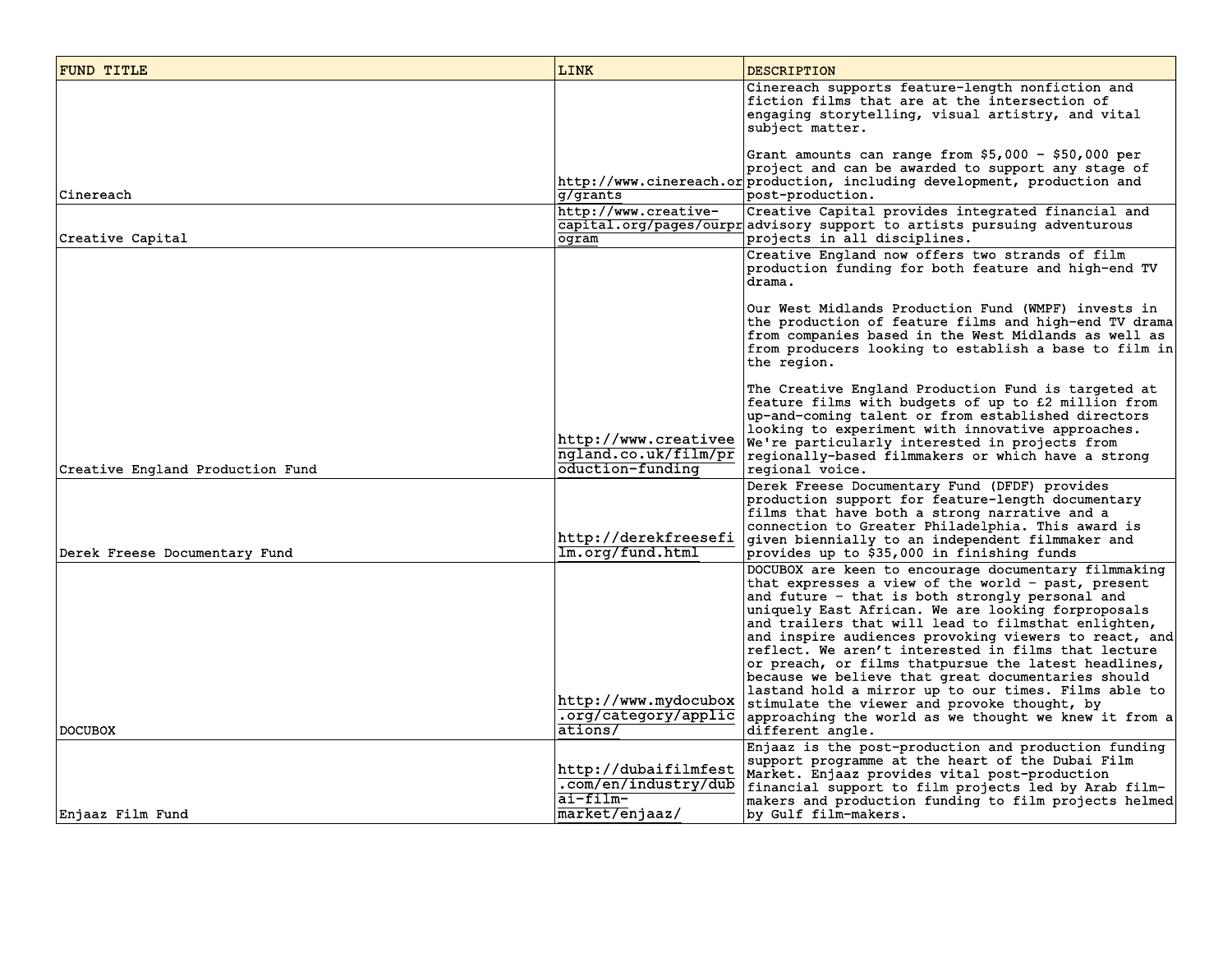| FUND TITLE | LINK | DESCRIPTION |
|---|---|---|
| Cinereach | http://www.cinereach.org/grants | Cinereach supports feature-length nonfiction and fiction films that are at the intersection of engaging storytelling, visual artistry, and vital subject matter.<br><br>Grant amounts can range from $5,000 - $50,000 per project and can be awarded to support any stage of production, including development, production and post-production. |
| Creative Capital | http://www.creative-capital.org/pages/ourprogram | Creative Capital provides integrated financial and advisory support to artists pursuing adventurous projects in all disciplines. |
| Creative England Production Fund | http://www.creativeengland.co.uk/film/production-funding | Creative England now offers two strands of film production funding for both feature and high-end TV drama.<br><br>Our West Midlands Production Fund (WMPF) invests in the production of feature films and high-end TV drama from companies based in the West Midlands as well as from producers looking to establish a base to film in the region.<br><br>The Creative England Production Fund is targeted at feature films with budgets of up to £2 million from up-and-coming talent or from established directors looking to experiment with innovative approaches. We're particularly interested in projects from regionally-based filmmakers or which have a strong regional voice. |
| Derek Freese Documentary Fund | http://derekfreesefilm.org/fund.html | Derek Freese Documentary Fund (DFDF) provides production support for feature-length documentary films that have both a strong narrative and a connection to Greater Philadelphia. This award is given biennially to an independent filmmaker and provides up to $35,000 in finishing funds |
| DOCUBOX | http://www.mydocubox.org/category/applications/ | DOCUBOX are keen to encourage documentary filmmaking that expresses a view of the world - past, present and future - that is both strongly personal and uniquely East African. We are looking forproposals and trailers that will lead to filmsthat enlighten, and inspire audiences provoking viewers to react, and reflect. We aren't interested in films that lecture or preach, or films thatpursue the latest headlines, because we believe that great documentaries should lastand hold a mirror up to our times. Films able to stimulate the viewer and provoke thought, by approaching the world as we thought we knew it from a different angle. |
| Enjaaz Film Fund | http://dubaifilmfest.com/en/industry/dubai-film-market/enjaaz/ | Enjaaz is the post-production and production funding support programme at the heart of the Dubai Film Market. Enjaaz provides vital post-production financial support to film projects led by Arab film-makers and production funding to film projects helmed by Gulf film-makers. |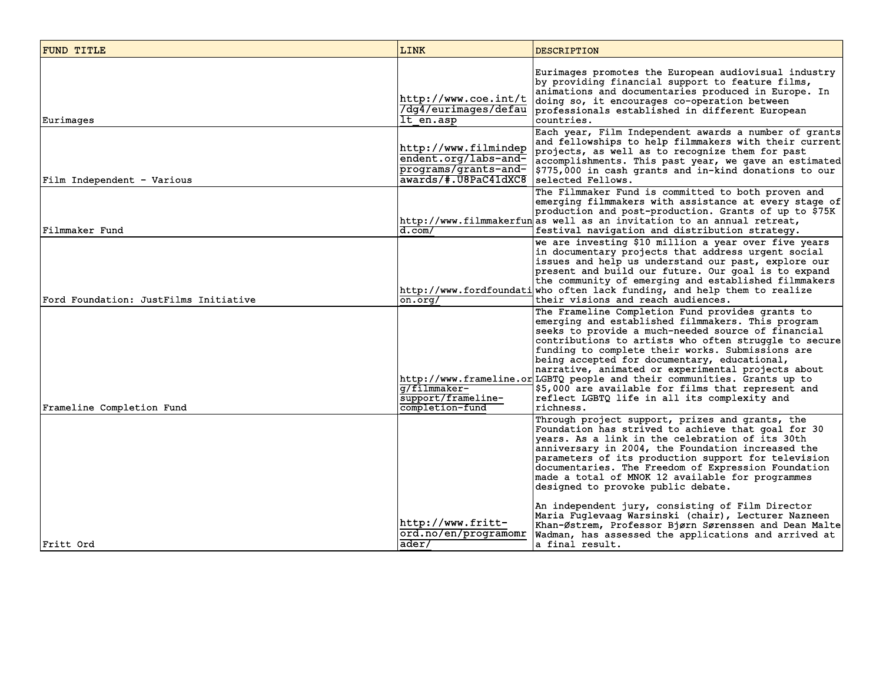| FUND TITLE | LINK | DESCRIPTION |
|---|---|---|
| Eurimages | http://www.coe.int/t/dg4/eurimages/default_en.asp | Eurimages promotes the European audiovisual industry by providing financial support to feature films, animations and documentaries produced in Europe. In doing so, it encourages co-operation between professionals established in different European countries. |
| Film Independent - Various | http://www.filmindependent.org/labs-and-programs/grants-and-awards/#.U8PaC41dXC8 | Each year, Film Independent awards a number of grants and fellowships to help filmmakers with their current projects, as well as to recognize them for past accomplishments. This past year, we gave an estimated $775,000 in cash grants and in-kind donations to our selected Fellows. |
| Filmmaker Fund | http://www.filmmakerfund.com/ | The Filmmaker Fund is committed to both proven and emerging filmmakers with assistance at every stage of production and post-production. Grants of up to $75K as well as an invitation to an annual retreat, festival navigation and distribution strategy. |
| Ford Foundation: JustFilms Initiative | http://www.fordfoundation.org/ | we are investing $10 million a year over five years in documentary projects that address urgent social issues and help us understand our past, explore our present and build our future. Our goal is to expand the community of emerging and established filmmakers who often lack funding, and help them to realize their visions and reach audiences. |
| Frameline Completion Fund | http://www.frameline.org/filmmaker-support/frameline-completion-fund | The Frameline Completion Fund provides grants to emerging and established filmmakers. This program seeks to provide a much-needed source of financial contributions to artists who often struggle to secure funding to complete their works. Submissions are being accepted for documentary, educational, narrative, animated or experimental projects about LGBTQ people and their communities. Grants up to $5,000 are available for films that represent and reflect LGBTQ life in all its complexity and richness. |
| Fritt Ord | http://www.fritt-ord.no/en/programomrader/ | Through project support, prizes and grants, the Foundation has strived to achieve that goal for 30 years. As a link in the celebration of its 30th anniversary in 2004, the Foundation increased the parameters of its production support for television documentaries. The Freedom of Expression Foundation made a total of MNOK 12 available for programmes designed to provoke public debate.<br><br>An independent jury, consisting of Film Director Maria Fuglevaag Warsinski (chair), Lecturer Nazneen Khan-Østrem, Professor Bjørn Sørenssen and Dean Malte Wadman, has assessed the applications and arrived at a final result. |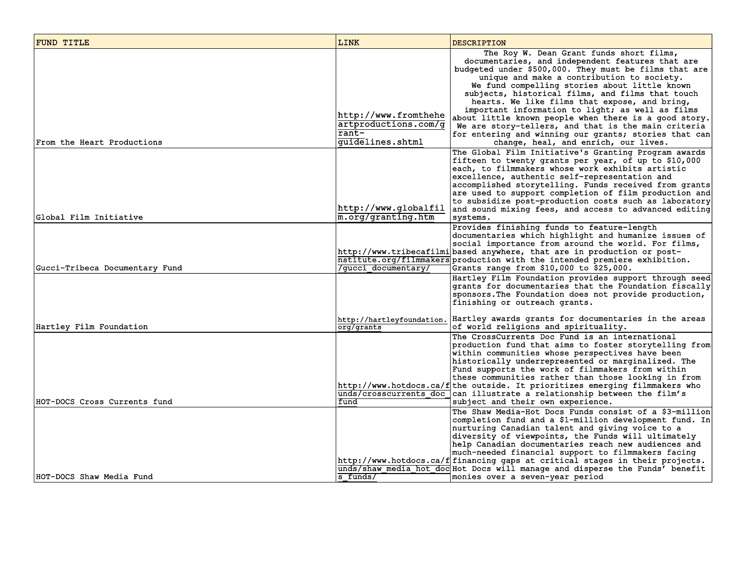| FUND TITLE | LINK | DESCRIPTION |
| --- | --- | --- |
| From the Heart Productions | http://www.fromtheheartproductions.com/grant-guidelines.shtml | The Roy W. Dean Grant funds short films, documentaries, and independent features that are budgeted under $500,000. They must be films that are unique and make a contribution to society. We fund compelling stories about little known subjects, historical films, and films that touch hearts. We like films that expose, and bring, important information to light; as well as films about little known people when there is a good story. We are story-tellers, and that is the main criteria for entering and winning our grants; stories that can change, heal, and enrich, our lives. |
| Global Film Initiative | http://www.globalfilm.org/granting.htm | The Global Film Initiative's Granting Program awards fifteen to twenty grants per year, of up to $10,000 each, to filmmakers whose work exhibits artistic excellence, authentic self-representation and accomplished storytelling. Funds received from grants are used to support completion of film production and to subsidize post-production costs such as laboratory and sound mixing fees, and access to advanced editing systems. |
| Gucci-Tribeca Documentary Fund | http://www.tribecafilminstitute.org/filmmakers/gucci_documentary/ | Provides finishing funds to feature-length documentaries which highlight and humanize issues of social importance from around the world. For films, based anywhere, that are in production or post-production with the intended premiere exhibition. Grants range from $10,000 to $25,000. |
| Hartley Film Foundation | http://hartleyfoundation.org/grants | Hartley Film Foundation provides support through seed grants for documentaries that the Foundation fiscally sponsors.The Foundation does not provide production, finishing or outreach grants.<br><br>Hartley awards grants for documentaries in the areas of world religions and spirituality. |
| HOT-DOCS Cross Currents fund | http://www.hotdocs.ca/funds/crosscurrents_doc_fund | The CrossCurrents Doc Fund is an international production fund that aims to foster storytelling from within communities whose perspectives have been historically underrepresented or marginalized. The Fund supports the work of filmmakers from within these communities rather than those looking in from the outside. It prioritizes emerging filmmakers who can illustrate a relationship between the film's subject and their own experience. |
| HOT-DOCS Shaw Media Fund | http://www.hotdocs.ca/funds/shaw_media_hot_docs_funds/ | The Shaw Media-Hot Docs Funds consist of a $3-million completion fund and a $1-million development fund. In nurturing Canadian talent and giving voice to a diversity of viewpoints, the Funds will ultimately help Canadian documentaries reach new audiences and much-needed financial support to filmmakers facing financing gaps at critical stages in their projects. Hot Docs will manage and disperse the Funds' benefit monies over a seven-year period |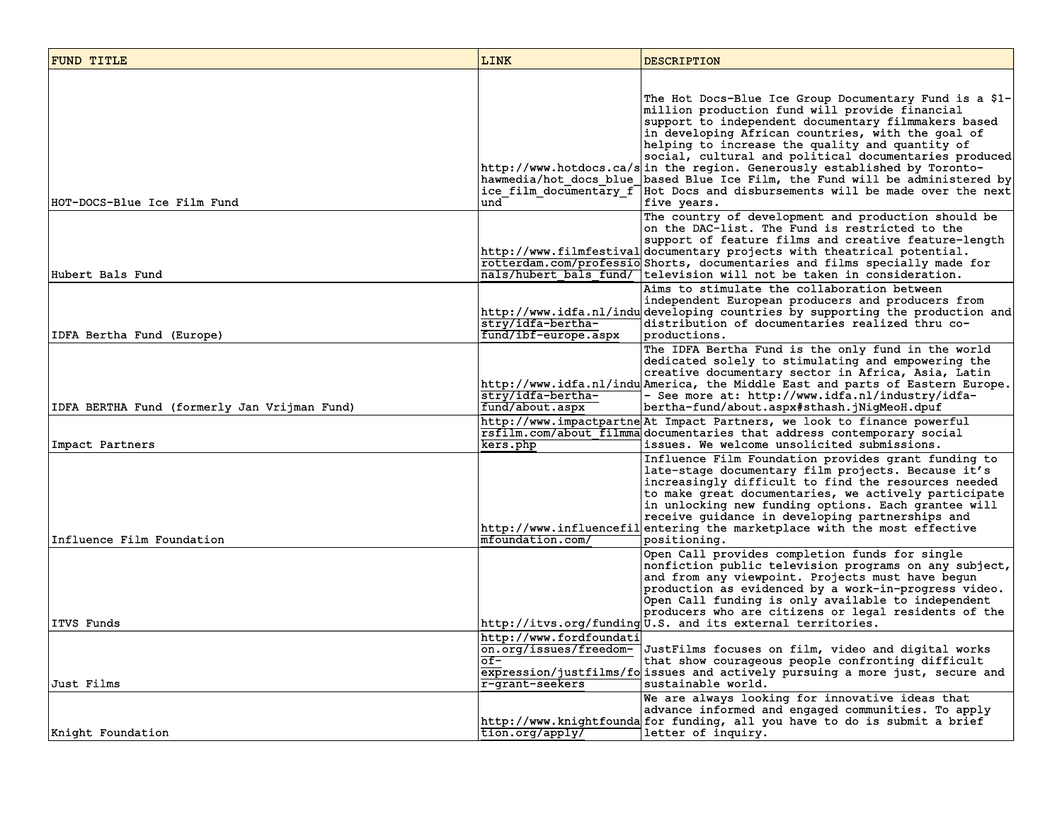| FUND TITLE | LINK | DESCRIPTION |
| --- | --- | --- |
| HOT-DOCS-Blue Ice Film Fund | http://www.hotdocs.ca/showmedia/hot_docs_blue_ice_film_documentary_fund | The Hot Docs-Blue Ice Group Documentary Fund is a $1-million production fund will provide financial support to independent documentary filmmakers based in developing African countries, with the goal of helping to increase the quality and quantity of social, cultural and political documentaries produced in the region. Generously established by Toronto-based Blue Ice Film, the Fund will be administered by Hot Docs and disbursements will be made over the next five years. |
| Hubert Bals Fund | http://www.filmfestivalrotterdam.com/professionals/hubert_bals_fund/ | The country of development and production should be on the DAC-list. The Fund is restricted to the support of feature films and creative feature-length documentary projects with theatrical potential. Shorts, documentaries and films specially made for television will not be taken in consideration. |
| IDFA Bertha Fund (Europe) | http://www.idfa.nl/industry/idfa-bertha-fund/ibf-europe.aspx | Aims to stimulate the collaboration between independent European producers and producers from developing countries by supporting the production and distribution of documentaries realized thru co-productions. |
| IDFA BERTHA Fund (formerly Jan Vrijman Fund) | http://www.idfa.nl/industry/idfa-bertha-fund/about.aspx | The IDFA Bertha Fund is the only fund in the world dedicated solely to stimulating and empowering the creative documentary sector in Africa, Asia, Latin America, the Middle East and parts of Eastern Europe. - See more at: http://www.idfa.nl/industry/idfa-bertha-fund/about.aspx#sthash.jNigMeoH.dpuf |
| Impact Partners | http://www.impactpartnersfilm.com/about_filmmakers.php | At Impact Partners, we look to finance powerful documentaries that address contemporary social issues. We welcome unsolicited submissions. |
| Influence Film Foundation | http://www.influencefilmfoundation.com/ | Influence Film Foundation provides grant funding to late-stage documentary film projects. Because it's increasingly difficult to find the resources needed to make great documentaries, we actively participate in unlocking new funding options. Each grantee will receive guidance in developing partnerships and entering the marketplace with the most effective positioning. |
| ITVS Funds | http://itvs.org/funding | Open Call provides completion funds for single nonfiction public television programs on any subject, and from any viewpoint. Projects must have begun production as evidenced by a work-in-progress video. Open Call funding is only available to independent producers who are citizens or legal residents of the U.S. and its external territories. |
| Just Films | http://www.fordfoundation.org/issues/freedom-of-expression/justfilms/for-grant-seekers | JustFilms focuses on film, video and digital works that show courageous people confronting difficult issues and actively pursuing a more just, secure and sustainable world. |
| Knight Foundation | http://www.knightfoundation.org/apply/ | We are always looking for innovative ideas that advance informed and engaged communities. To apply for funding, all you have to do is submit a brief letter of inquiry. |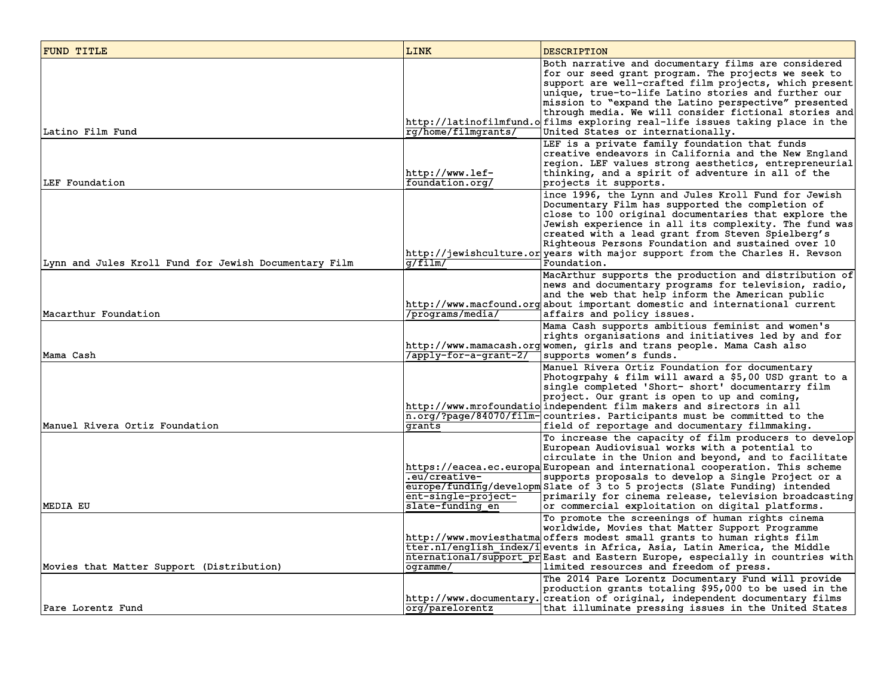| FUND TITLE | LINK | DESCRIPTION |
|---|---|---|
| Latino Film Fund | http://latinofilmfund.org/home/filmgrants/ | Both narrative and documentary films are considered for our seed grant program. The projects we seek to support are well-crafted film projects, which present unique, true-to-life Latino stories and further our mission to "expand the Latino perspective" presented through media. We will consider fictional stories and films exploring real-life issues taking place in the United States or internationally. |
| LEF Foundation | http://www.lef-foundation.org/ | LEF is a private family foundation that funds creative endeavors in California and the New England region. LEF values strong aesthetics, entrepreneurial thinking, and a spirit of adventure in all of the projects it supports. |
| Lynn and Jules Kroll Fund for Jewish Documentary Film | http://jewishculture.org/film/ | ince 1996, the Lynn and Jules Kroll Fund for Jewish Documentary Film has supported the completion of close to 100 original documentaries that explore the Jewish experience in all its complexity. The fund was created with a lead grant from Steven Spielberg's Righteous Persons Foundation and sustained over 10 years with major support from the Charles H. Revson Foundation. |
| Macarthur Foundation | http://www.macfound.org/programs/media/ | MacArthur supports the production and distribution of news and documentary programs for television, radio, and the web that help inform the American public about important domestic and international current affairs and policy issues. |
| Mama Cash | http://www.mamacash.org/apply-for-a-grant-2/ | Mama Cash supports ambitious feminist and women's rights organisations and initiatives led by and for women, girls and trans people. Mama Cash also supports women's funds. |
| Manuel Rivera Ortiz Foundation | http://www.mrofoundation.org/?page/84070/film-grants | Manuel Rivera Ortiz Foundation for documentary Photogrpahy & film will award a $5,00 USD grant to a single completed 'Short- short' documentarry film project. Our grant is open to up and coming, independent film makers and sirectors in all countries. Participants must be committed to the field of reportage and documentary filmmaking. |
| MEDIA EU | https://eacea.ec.europa.eu/creative-europe/funding/development-single-project-slate-funding_en | To increase the capacity of film producers to develop European Audiovisual works with a potential to circulate in the Union and beyond, and to facilitate European and international cooperation. This scheme supports proposals to develop a Single Project or a Slate of 3 to 5 projects (Slate Funding) intended primarily for cinema release, television broadcasting or commercial exploitation on digital platforms. |
| Movies that Matter Support (Distribution) | http://www.moviesthatmatter.nl/english_index/international/support_programme/ | To promote the screenings of human rights cinema worldwide, Movies that Matter Support Programme offers modest small grants to human rights film events in Africa, Asia, Latin America, the Middle East and Eastern Europe, especially in countries with limited resources and freedom of press. |
| Pare Lorentz Fund | http://www.documentary.org/parelorentz | The 2014 Pare Lorentz Documentary Fund will provide production grants totaling $95,000 to be used in the creation of original, independent documentary films that illuminate pressing issues in the United States |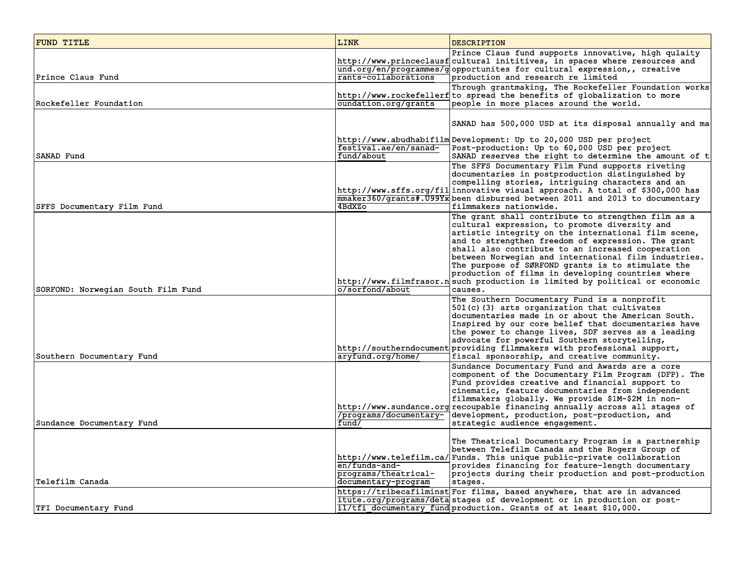| FUND TITLE | LINK | DESCRIPTION |
|---|---|---|
| Prince Claus Fund | http://www.princeclausfund.org/en/programmes/grants-collaborations | Prince Claus fund supports innovative, high qulaity cultural inititives, in spaces where resources and opportunites for cultural expression,, creative production and research re limited |
| Rockefeller Foundation | http://www.rockefellerfoundation.org/grants | Through grantmaking, The Rockefeller Foundation works to spread the benefits of globalization to more people in more places around the world. |
| SANAD Fund | http://www.abudhabifilmfestival.ae/en/sanad-fund/about | SANAD has 500,000 USD at its disposal annually and ma<br>Development: Up to 20,000 USD per project<br>Post-production: Up to 60,000 USD per project<br>SANAD reserves the right to determine the amount of t |
| SFFS Documentary Film Fund | http://www.sffs.org/filmmaker360/grants#.U99Yx4BdXZo | The SFFS Documentary Film Fund supports riveting documentaries in postproduction distinguished by compelling stories, intriguing characters and an innovative visual approach. A total of $300,000 has been disbursed between 2011 and 2013 to documentary filmmakers nationwide. |
| SORFOND: Norwegian South Film Fund | http://www.filmfrasor.no/sorfond/about | The grant shall contribute to strengthen film as a cultural expression, to promote diversity and artistic integrity on the international film scene, and to strengthen freedom of expression. The grant shall also contribute to an increased cooperation between Norwegian and international film industries. The purpose of SØRFOND grants is to stimulate the production of films in developing countries where such production is limited by political or economic causes. |
| Southern Documentary Fund | http://southerndocumentaryfund.org/home/ | The Southern Documentary Fund is a nonprofit 501(c)(3) arts organization that cultivates documentaries made in or about the American South. Inspired by our core belief that documentaries have the power to change lives, SDF serves as a leading advocate for powerful Southern storytelling, providing filmmakers with professional support, fiscal sponsorship, and creative community. |
| Sundance Documentary Fund | http://www.sundance.org/programs/documentary-fund/ | Sundance Documentary Fund and Awards are a core component of the Documentary Film Program (DFP). The Fund provides creative and financial support to cinematic, feature documentaries from independent filmmakers globally. We provide $1M-$2M in non-recoupable financing annually across all stages of development, production, post-production, and strategic audience engagement. |
| Telefilm Canada | http://www.telefilm.ca/en/funds-and-programs/theatrical-documentary-program | The Theatrical Documentary Program is a partnership between Telefilm Canada and the Rogers Group of Funds. This unique public-private collaboration provides financing for feature-length documentary projects during their production and post-production stages. |
| TFI Documentary Fund | https://tribecafilminstitute.org/programs/detail/tfi_documentary_fund | For films, based anywhere, that are in advanced stages of development or in production or post-production. Grants of at least $10,000. |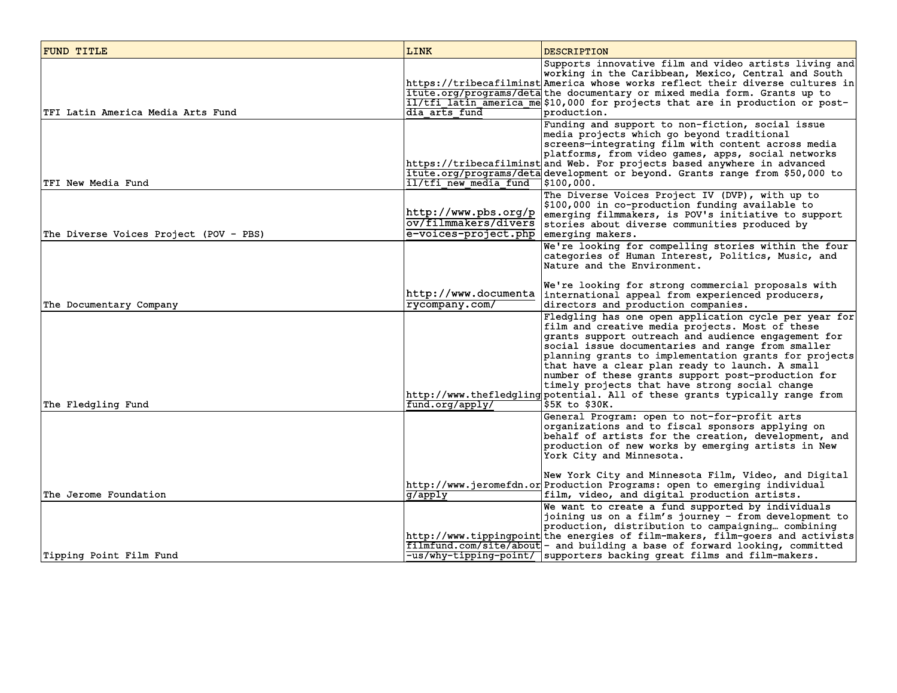| FUND TITLE | LINK | DESCRIPTION |
|---|---|---|
| TFI Latin America Media Arts Fund | https://tribecafilminstitute.org/programs/detail/tfi_latin_america_media_arts_fund | Supports innovative film and video artists living and working in the Caribbean, Mexico, Central and South America whose works reflect their diverse cultures in the documentary or mixed media form. Grants up to $10,000 for projects that are in production or post-production. |
| TFI New Media Fund | https://tribecafilminstitute.org/programs/detail/tfi_new_media_fund | Funding and support to non-fiction, social issue media projects which go beyond traditional screens—integrating film with content across media platforms, from video games, apps, social networks and Web. For projects based anywhere in advanced development or beyond. Grants range from $50,000 to $100,000. |
| The Diverse Voices Project (POV - PBS) | http://www.pbs.org/pov/filmmakers/diverse-voices-project.php | The Diverse Voices Project IV (DVP), with up to $100,000 in co-production funding available to emerging filmmakers, is POV's initiative to support stories about diverse communities produced by emerging makers. |
| The Documentary Company | http://www.documentarycompany.com/ | We're looking for compelling stories within the four categories of Human Interest, Politics, Music, and Nature and the Environment.<br><br>We're looking for strong commercial proposals with international appeal from experienced producers, directors and production companies. |
| The Fledgling Fund | http://www.thefledglingfund.org/apply/ | Fledgling has one open application cycle per year for film and creative media projects. Most of these grants support outreach and audience engagement for social issue documentaries and range from smaller planning grants to implementation grants for projects that have a clear plan ready to launch. A small number of these grants support post-production for timely projects that have strong social change potential. All of these grants typically range from $5K to $30K. |
| The Jerome Foundation | http://www.jeromefdn.org/apply | General Program: open to not-for-profit arts organizations and to fiscal sponsors applying on behalf of artists for the creation, development, and production of new works by emerging artists in New York City and Minnesota.<br><br>New York City and Minnesota Film, Video, and Digital Production Programs: open to emerging individual film, video, and digital production artists. |
| Tipping Point Film Fund | http://www.tippingpointfilmfund.com/site/about-us/why-tipping-point/ | We want to create a fund supported by individuals joining us on a film's journey – from development to production, distribution to campaigning… combining the energies of film-makers, film-goers and activists – and building a base of forward looking, committed supporters backing great films and film-makers. |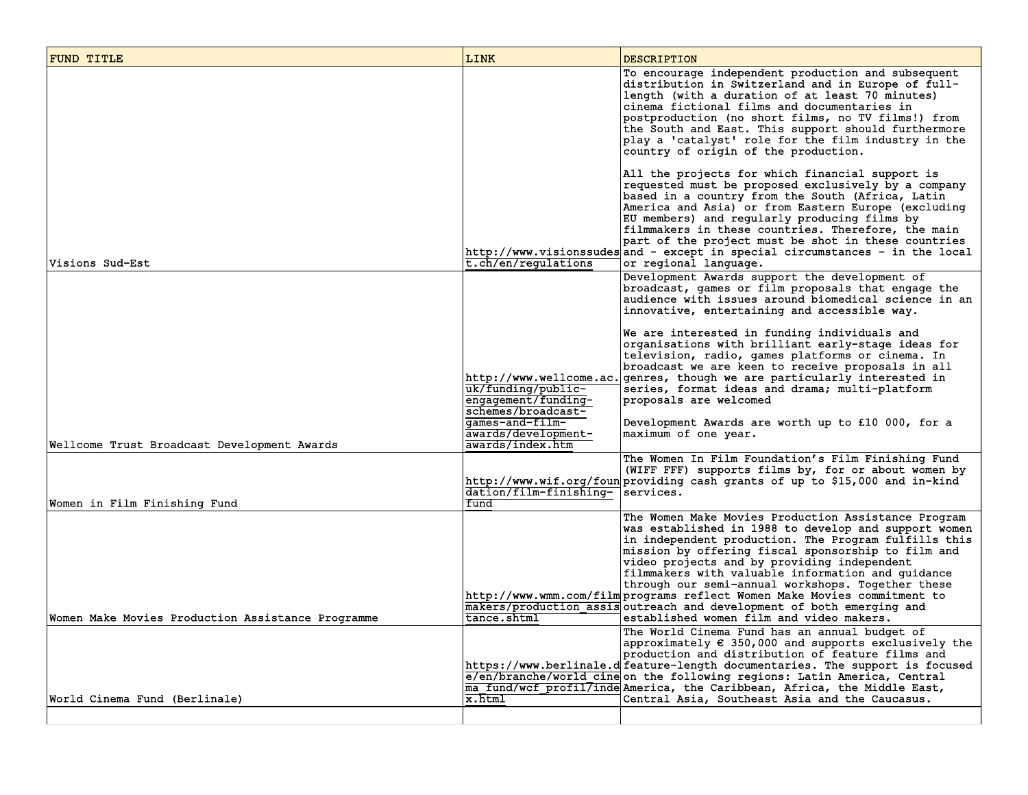| FUND TITLE | LINK | DESCRIPTION |
| --- | --- | --- |
| Visions Sud-Est | http://www.visionssudest.ch/en/regulations | To encourage independent production and subsequent distribution in Switzerland and in Europe of full-length (with a duration of at least 70 minutes) cinema fictional films and documentaries in postproduction (no short films, no TV films!) from the South and East. This support should furthermore play a 'catalyst' role for the film industry in the country of origin of the production.<br><br>All the projects for which financial support is requested must be proposed exclusively by a company based in a country from the South (Africa, Latin America and Asia) or from Eastern Europe (excluding EU members) and regularly producing films by filmmakers in these countries. Therefore, the main part of the project must be shot in these countries and - except in special circumstances - in the local or regional language. |
| Wellcome Trust Broadcast Development Awards | http://www.wellcome.ac.uk/funding/public-engagement/funding-schemes/broadcast-games-and-film-awards/development-awards/index.htm | Development Awards support the development of broadcast, games or film proposals that engage the audience with issues around biomedical science in an innovative, entertaining and accessible way.<br><br>We are interested in funding individuals and organisations with brilliant early-stage ideas for television, radio, games platforms or cinema. In broadcast we are keen to receive proposals in all genres, though we are particularly interested in series, format ideas and drama; multi-platform proposals are welcomed<br><br>Development Awards are worth up to £10 000, for a maximum of one year. |
| Women in Film Finishing Fund | http://www.wif.org/foundation/film-finishing-fund | The Women In Film Foundation's Film Finishing Fund (WIFF FFF) supports films by, for or about women by providing cash grants of up to $15,000 and in-kind services. |
| Women Make Movies Production Assistance Programme | http://www.wmm.com/filmmakers/production_assistance.shtml | The Women Make Movies Production Assistance Program was established in 1988 to develop and support women in independent production. The Program fulfills this mission by offering fiscal sponsorship to film and video projects and by providing independent filmmakers with valuable information and guidance through our semi-annual workshops. Together these programs reflect Women Make Movies commitment to outreach and development of both emerging and established women film and video makers. |
| World Cinema Fund (Berlinale) | https://www.berlinale.de/en/branche/world_cinema_fund/wcf_profil/index.html | The World Cinema Fund has an annual budget of approximately € 350,000 and supports exclusively the production and distribution of feature films and feature-length documentaries. The support is focused on the following regions: Latin America, Central America, the Caribbean, Africa, the Middle East, Central Asia, Southeast Asia and the Caucasus. |